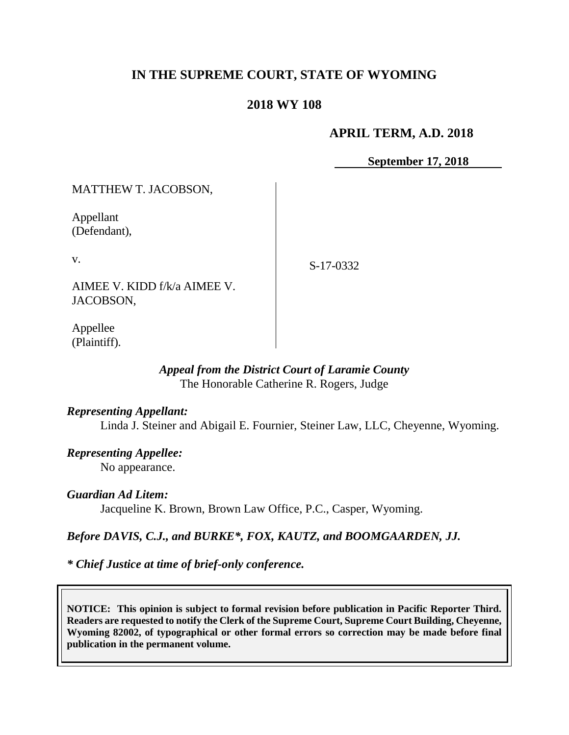# IN THE SUPREME COURT, STATE OF WYOMING

## 2018 WY 108

**APRIL TERM, A.D. 2018**

**September 17, 2018**

MATTHEW T. JACOBSON,

Appellant
(Defendant),

v.

AIMEE V. KIDD f/k/a AIMEE V. JACOBSON,

Appellee
(Plaintiff).

S-17-0332

***Appeal from the District Court of Laramie County***
The Honorable Catherine R. Rogers, Judge

***Representing Appellant:***
Linda J. Steiner and Abigail E. Fournier, Steiner Law, LLC, Cheyenne, Wyoming.

***Representing Appellee:***
No appearance.

***Guardian Ad Litem:***
Jacqueline K. Brown, Brown Law Office, P.C., Casper, Wyoming.

***Before DAVIS, C.J., and BURKE\*, FOX, KAUTZ, and BOOMGAARDEN, JJ.***

***\* Chief Justice at time of brief-only conference.***

**NOTICE: This opinion is subject to formal revision before publication in Pacific Reporter Third. Readers are requested to notify the Clerk of the Supreme Court, Supreme Court Building, Cheyenne, Wyoming 82002, of typographical or other formal errors so correction may be made before final publication in the permanent volume.**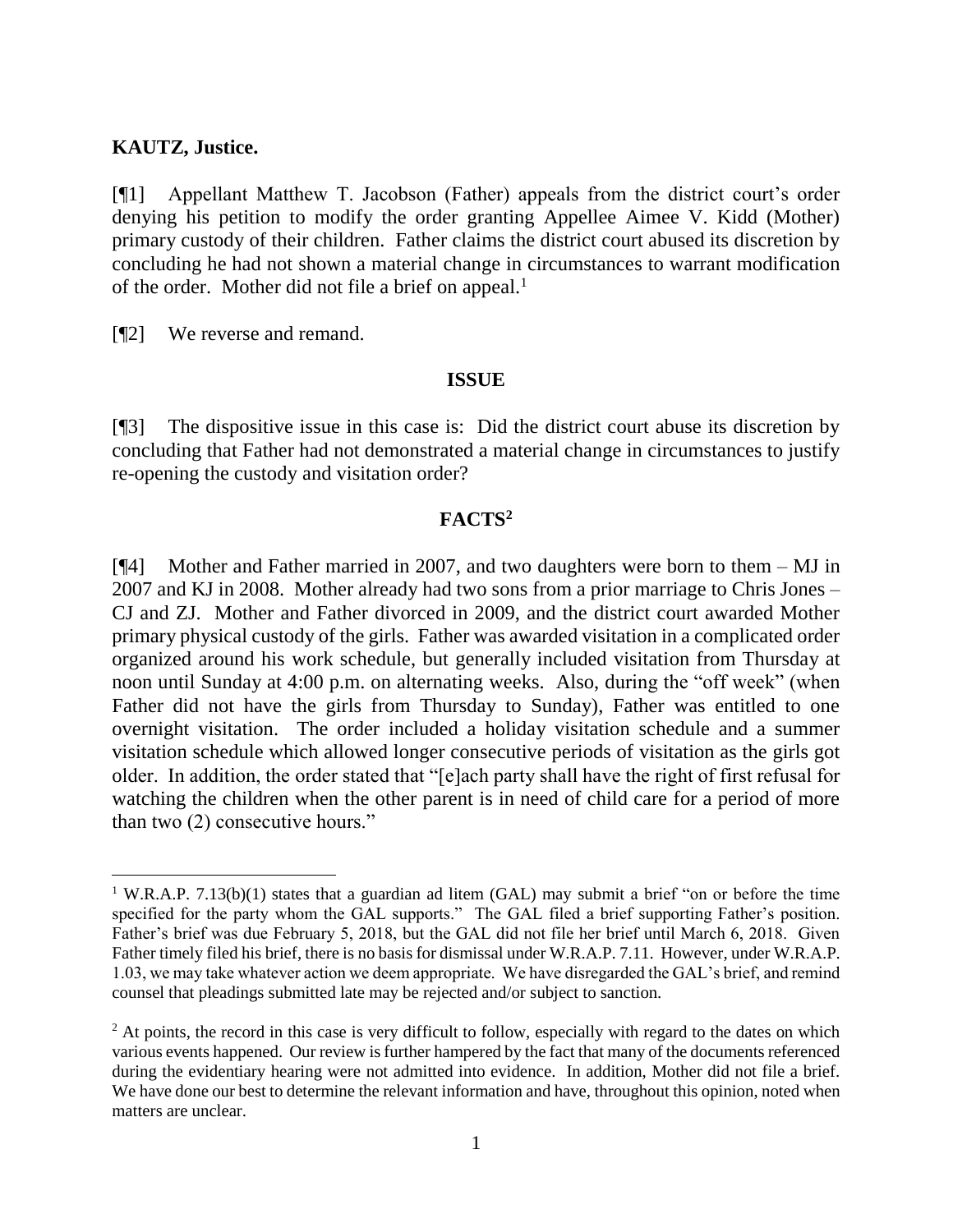**KAUTZ, Justice.**

[¶1] Appellant Matthew T. Jacobson (Father) appeals from the district court's order denying his petition to modify the order granting Appellee Aimee V. Kidd (Mother) primary custody of their children. Father claims the district court abused its discretion by concluding he had not shown a material change in circumstances to warrant modification of the order. Mother did not file a brief on appeal.[1]

[¶2] We reverse and remand.

**ISSUE**

[¶3] The dispositive issue in this case is: Did the district court abuse its discretion by concluding that Father had not demonstrated a material change in circumstances to justify re-opening the custody and visitation order?

**FACTS[2]**

[¶4] Mother and Father married in 2007, and two daughters were born to them – MJ in 2007 and KJ in 2008. Mother already had two sons from a prior marriage to Chris Jones – CJ and ZJ. Mother and Father divorced in 2009, and the district court awarded Mother primary physical custody of the girls. Father was awarded visitation in a complicated order organized around his work schedule, but generally included visitation from Thursday at noon until Sunday at 4:00 p.m. on alternating weeks. Also, during the "off week" (when Father did not have the girls from Thursday to Sunday), Father was entitled to one overnight visitation. The order included a holiday visitation schedule and a summer visitation schedule which allowed longer consecutive periods of visitation as the girls got older. In addition, the order stated that "[e]ach party shall have the right of first refusal for watching the children when the other parent is in need of child care for a period of more than two (2) consecutive hours."

---

[1] W.R.A.P. 7.13(b)(1) states that a guardian ad litem (GAL) may submit a brief "on or before the time specified for the party whom the GAL supports." The GAL filed a brief supporting Father's position. Father's brief was due February 5, 2018, but the GAL did not file her brief until March 6, 2018. Given Father timely filed his brief, there is no basis for dismissal under W.R.A.P. 7.11. However, under W.R.A.P. 1.03, we may take whatever action we deem appropriate. We have disregarded the GAL's brief, and remind counsel that pleadings submitted late may be rejected and/or subject to sanction.

[2] At points, the record in this case is very difficult to follow, especially with regard to the dates on which various events happened. Our review is further hampered by the fact that many of the documents referenced during the evidentiary hearing were not admitted into evidence. In addition, Mother did not file a brief. We have done our best to determine the relevant information and have, throughout this opinion, noted when matters are unclear.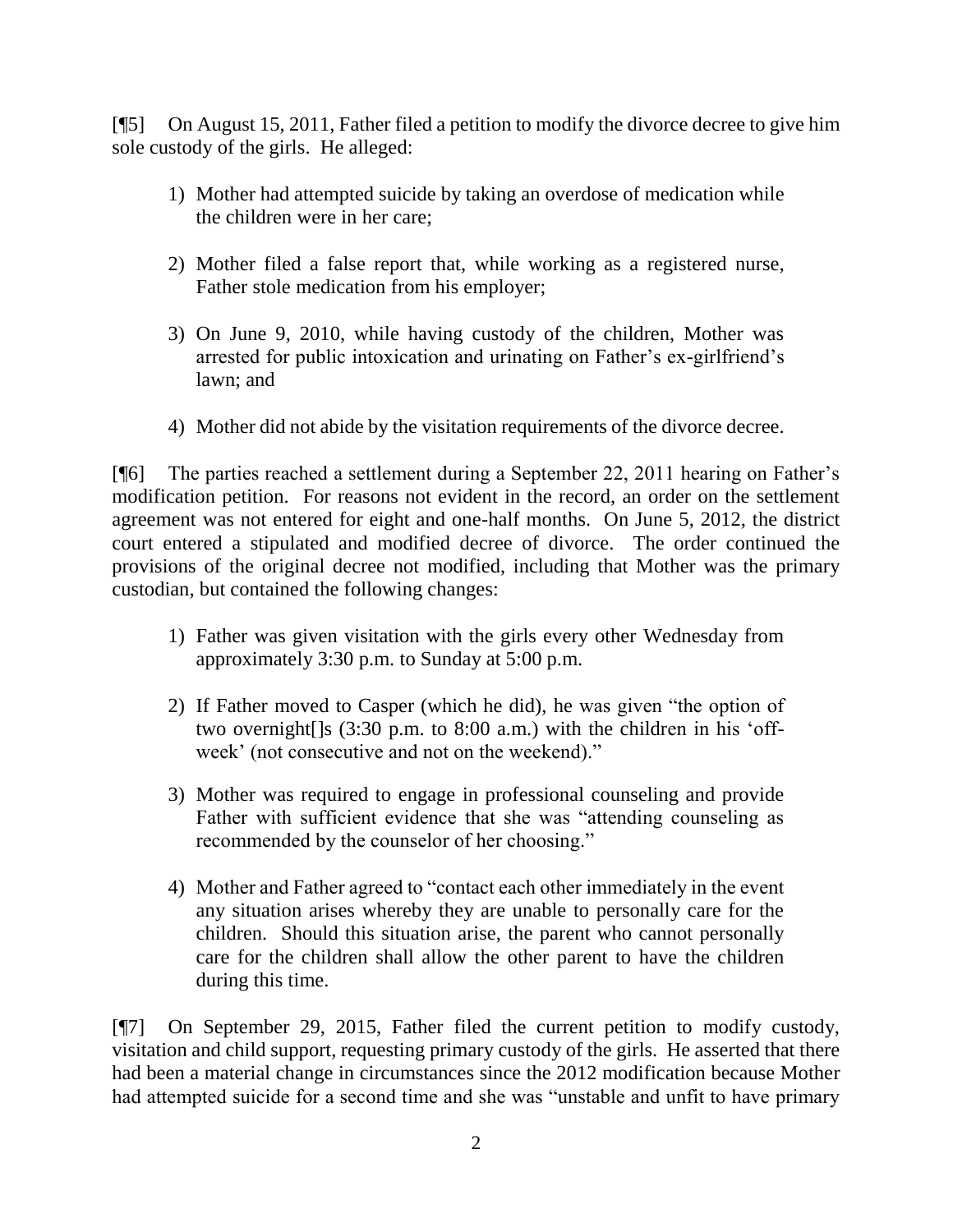[¶5] On August 15, 2011, Father filed a petition to modify the divorce decree to give him sole custody of the girls. He alleged:

1) Mother had attempted suicide by taking an overdose of medication while the children were in her care;

2) Mother filed a false report that, while working as a registered nurse, Father stole medication from his employer;

3) On June 9, 2010, while having custody of the children, Mother was arrested for public intoxication and urinating on Father's ex-girlfriend's lawn; and

4) Mother did not abide by the visitation requirements of the divorce decree.

[¶6] The parties reached a settlement during a September 22, 2011 hearing on Father's modification petition. For reasons not evident in the record, an order on the settlement agreement was not entered for eight and one-half months. On June 5, 2012, the district court entered a stipulated and modified decree of divorce. The order continued the provisions of the original decree not modified, including that Mother was the primary custodian, but contained the following changes:

1) Father was given visitation with the girls every other Wednesday from approximately 3:30 p.m. to Sunday at 5:00 p.m.

2) If Father moved to Casper (which he did), he was given "the option of two overnight[]s (3:30 p.m. to 8:00 a.m.) with the children in his 'off-week' (not consecutive and not on the weekend)."

3) Mother was required to engage in professional counseling and provide Father with sufficient evidence that she was "attending counseling as recommended by the counselor of her choosing."

4) Mother and Father agreed to "contact each other immediately in the event any situation arises whereby they are unable to personally care for the children. Should this situation arise, the parent who cannot personally care for the children shall allow the other parent to have the children during this time.

[¶7] On September 29, 2015, Father filed the current petition to modify custody, visitation and child support, requesting primary custody of the girls. He asserted that there had been a material change in circumstances since the 2012 modification because Mother had attempted suicide for a second time and she was "unstable and unfit to have primary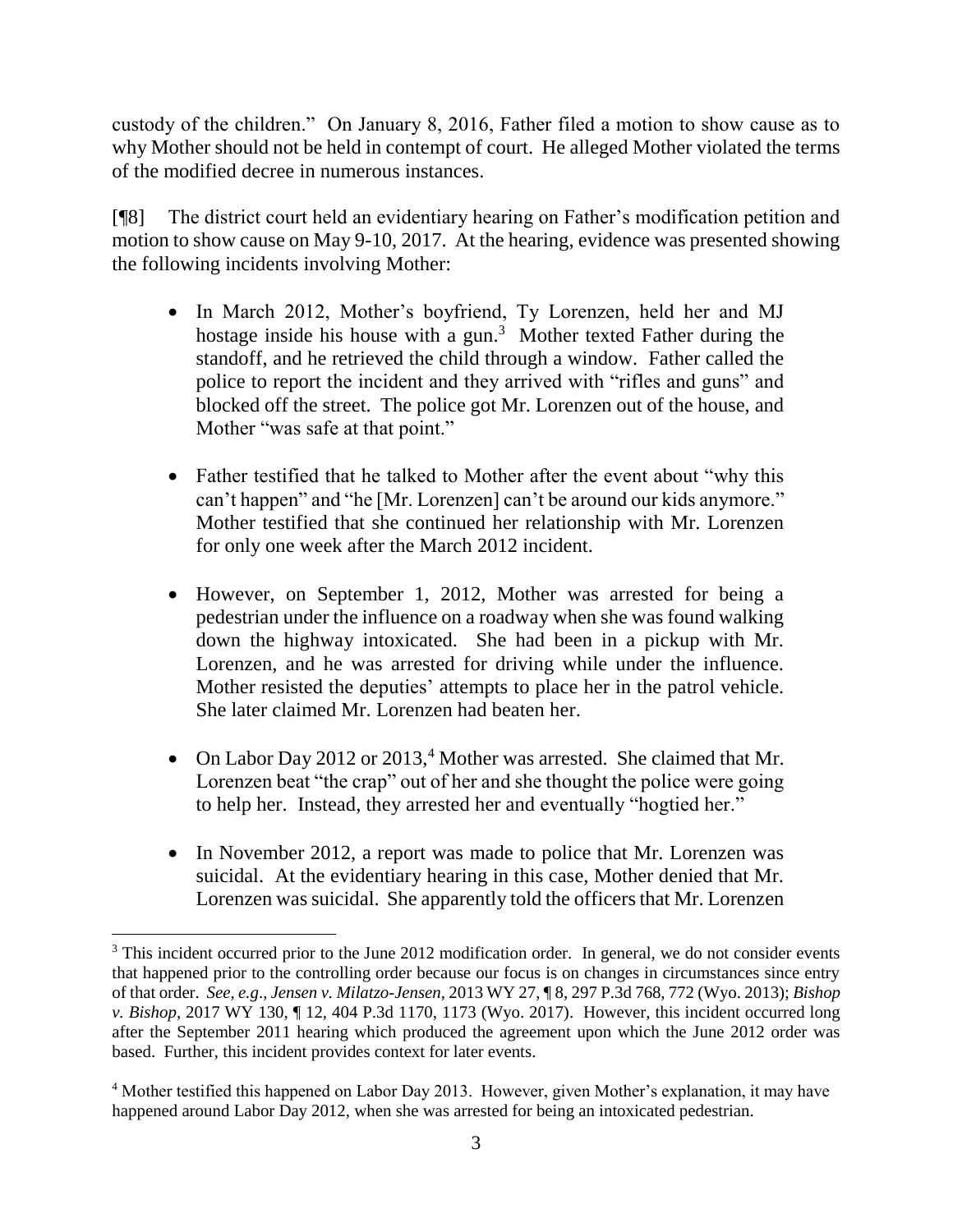custody of the children." On January 8, 2016, Father filed a motion to show cause as to why Mother should not be held in contempt of court. He alleged Mother violated the terms of the modified decree in numerous instances.

[¶8] The district court held an evidentiary hearing on Father's modification petition and motion to show cause on May 9-10, 2017. At the hearing, evidence was presented showing the following incidents involving Mother:

- In March 2012, Mother's boyfriend, Ty Lorenzen, held her and MJ hostage inside his house with a gun.[3] Mother texted Father during the standoff, and he retrieved the child through a window. Father called the police to report the incident and they arrived with "rifles and guns" and blocked off the street. The police got Mr. Lorenzen out of the house, and Mother "was safe at that point."

- Father testified that he talked to Mother after the event about "why this can't happen" and "he [Mr. Lorenzen] can't be around our kids anymore." Mother testified that she continued her relationship with Mr. Lorenzen for only one week after the March 2012 incident.

- However, on September 1, 2012, Mother was arrested for being a pedestrian under the influence on a roadway when she was found walking down the highway intoxicated. She had been in a pickup with Mr. Lorenzen, and he was arrested for driving while under the influence. Mother resisted the deputies' attempts to place her in the patrol vehicle. She later claimed Mr. Lorenzen had beaten her.

- On Labor Day 2012 or 2013,[4] Mother was arrested. She claimed that Mr. Lorenzen beat "the crap" out of her and she thought the police were going to help her. Instead, they arrested her and eventually "hogtied her."

- In November 2012, a report was made to police that Mr. Lorenzen was suicidal. At the evidentiary hearing in this case, Mother denied that Mr. Lorenzen was suicidal. She apparently told the officers that Mr. Lorenzen

---

[3] This incident occurred prior to the June 2012 modification order. In general, we do not consider events that happened prior to the controlling order because our focus is on changes in circumstances since entry of that order. *See, e.g.*, *Jensen v. Milatzo-Jensen*, 2013 WY 27, ¶ 8, 297 P.3d 768, 772 (Wyo. 2013); *Bishop v. Bishop*, 2017 WY 130, ¶ 12, 404 P.3d 1170, 1173 (Wyo. 2017). However, this incident occurred long after the September 2011 hearing which produced the agreement upon which the June 2012 order was based. Further, this incident provides context for later events.

[4] Mother testified this happened on Labor Day 2013. However, given Mother's explanation, it may have happened around Labor Day 2012, when she was arrested for being an intoxicated pedestrian.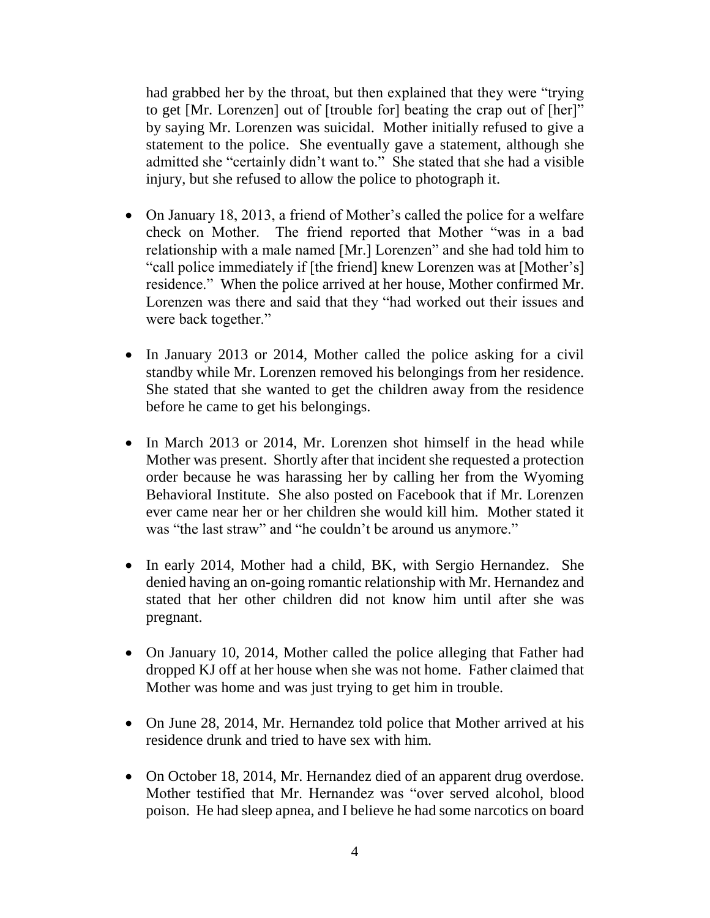had grabbed her by the throat, but then explained that they were "trying to get [Mr. Lorenzen] out of [trouble for] beating the crap out of [her]" by saying Mr. Lorenzen was suicidal. Mother initially refused to give a statement to the police. She eventually gave a statement, although she admitted she "certainly didn't want to." She stated that she had a visible injury, but she refused to allow the police to photograph it.

- On January 18, 2013, a friend of Mother's called the police for a welfare check on Mother. The friend reported that Mother "was in a bad relationship with a male named [Mr.] Lorenzen" and she had told him to "call police immediately if [the friend] knew Lorenzen was at [Mother's] residence." When the police arrived at her house, Mother confirmed Mr. Lorenzen was there and said that they "had worked out their issues and were back together."

- In January 2013 or 2014, Mother called the police asking for a civil standby while Mr. Lorenzen removed his belongings from her residence. She stated that she wanted to get the children away from the residence before he came to get his belongings.

- In March 2013 or 2014, Mr. Lorenzen shot himself in the head while Mother was present. Shortly after that incident she requested a protection order because he was harassing her by calling her from the Wyoming Behavioral Institute. She also posted on Facebook that if Mr. Lorenzen ever came near her or her children she would kill him. Mother stated it was "the last straw" and "he couldn't be around us anymore."

- In early 2014, Mother had a child, BK, with Sergio Hernandez. She denied having an on-going romantic relationship with Mr. Hernandez and stated that her other children did not know him until after she was pregnant.

- On January 10, 2014, Mother called the police alleging that Father had dropped KJ off at her house when she was not home. Father claimed that Mother was home and was just trying to get him in trouble.

- On June 28, 2014, Mr. Hernandez told police that Mother arrived at his residence drunk and tried to have sex with him.

- On October 18, 2014, Mr. Hernandez died of an apparent drug overdose. Mother testified that Mr. Hernandez was "over served alcohol, blood poison. He had sleep apnea, and I believe he had some narcotics on board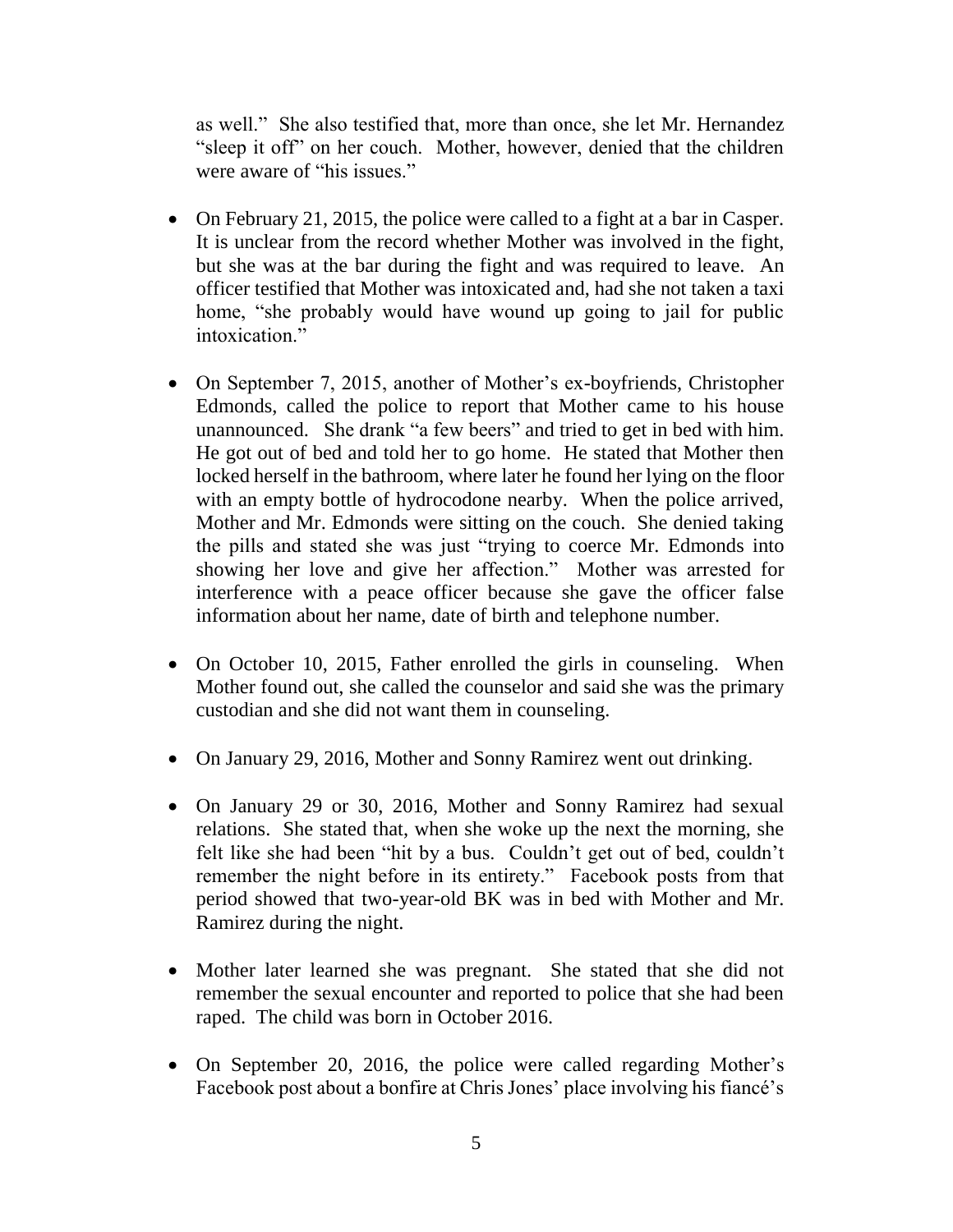as well." She also testified that, more than once, she let Mr. Hernandez "sleep it off" on her couch. Mother, however, denied that the children were aware of "his issues."

- On February 21, 2015, the police were called to a fight at a bar in Casper. It is unclear from the record whether Mother was involved in the fight, but she was at the bar during the fight and was required to leave. An officer testified that Mother was intoxicated and, had she not taken a taxi home, "she probably would have wound up going to jail for public intoxication."

- On September 7, 2015, another of Mother's ex-boyfriends, Christopher Edmonds, called the police to report that Mother came to his house unannounced. She drank "a few beers" and tried to get in bed with him. He got out of bed and told her to go home. He stated that Mother then locked herself in the bathroom, where later he found her lying on the floor with an empty bottle of hydrocodone nearby. When the police arrived, Mother and Mr. Edmonds were sitting on the couch. She denied taking the pills and stated she was just "trying to coerce Mr. Edmonds into showing her love and give her affection." Mother was arrested for interference with a peace officer because she gave the officer false information about her name, date of birth and telephone number.

- On October 10, 2015, Father enrolled the girls in counseling. When Mother found out, she called the counselor and said she was the primary custodian and she did not want them in counseling.

- On January 29, 2016, Mother and Sonny Ramirez went out drinking.

- On January 29 or 30, 2016, Mother and Sonny Ramirez had sexual relations. She stated that, when she woke up the next the morning, she felt like she had been "hit by a bus. Couldn't get out of bed, couldn't remember the night before in its entirety." Facebook posts from that period showed that two-year-old BK was in bed with Mother and Mr. Ramirez during the night.

- Mother later learned she was pregnant. She stated that she did not remember the sexual encounter and reported to police that she had been raped. The child was born in October 2016.

- On September 20, 2016, the police were called regarding Mother's Facebook post about a bonfire at Chris Jones' place involving his fiancé's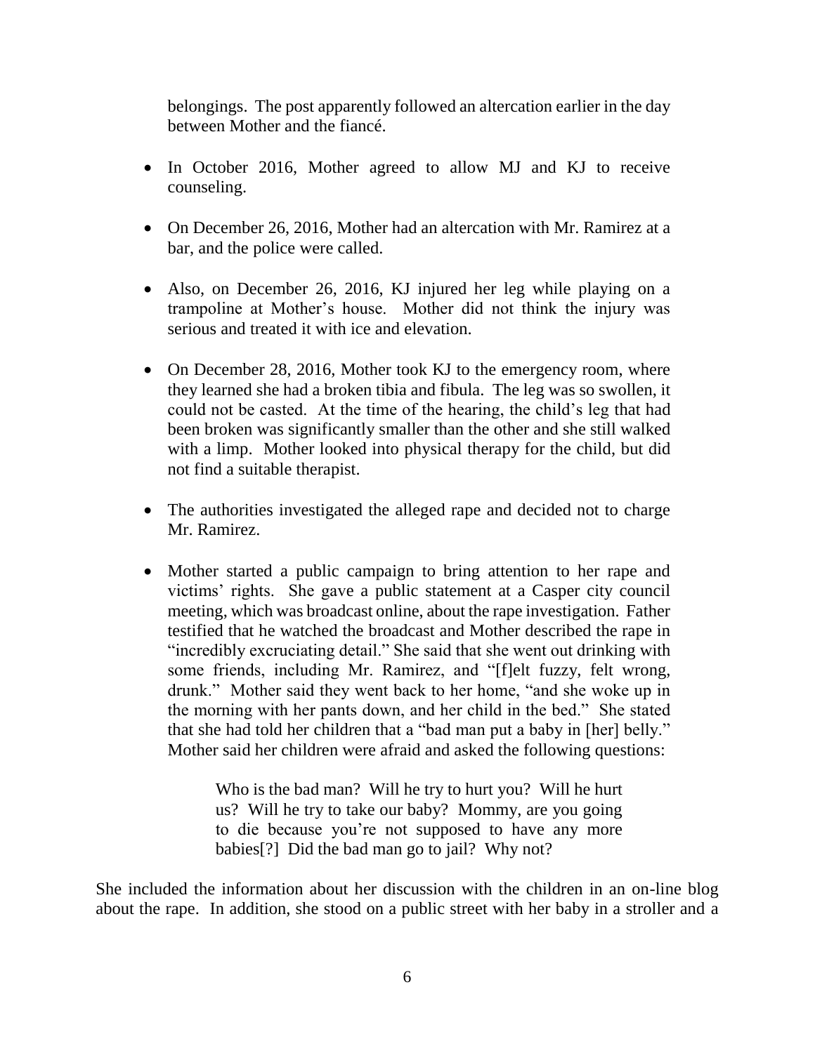belongings. The post apparently followed an altercation earlier in the day between Mother and the fiancé.

- In October 2016, Mother agreed to allow MJ and KJ to receive counseling.

- On December 26, 2016, Mother had an altercation with Mr. Ramirez at a bar, and the police were called.

- Also, on December 26, 2016, KJ injured her leg while playing on a trampoline at Mother's house. Mother did not think the injury was serious and treated it with ice and elevation.

- On December 28, 2016, Mother took KJ to the emergency room, where they learned she had a broken tibia and fibula. The leg was so swollen, it could not be casted. At the time of the hearing, the child's leg that had been broken was significantly smaller than the other and she still walked with a limp. Mother looked into physical therapy for the child, but did not find a suitable therapist.

- The authorities investigated the alleged rape and decided not to charge Mr. Ramirez.

- Mother started a public campaign to bring attention to her rape and victims' rights. She gave a public statement at a Casper city council meeting, which was broadcast online, about the rape investigation. Father testified that he watched the broadcast and Mother described the rape in "incredibly excruciating detail." She said that she went out drinking with some friends, including Mr. Ramirez, and "[f]elt fuzzy, felt wrong, drunk." Mother said they went back to her home, "and she woke up in the morning with her pants down, and her child in the bed." She stated that she had told her children that a "bad man put a baby in [her] belly." Mother said her children were afraid and asked the following questions:

> Who is the bad man? Will he try to hurt you? Will he hurt us? Will he try to take our baby? Mommy, are you going to die because you're not supposed to have any more babies[?] Did the bad man go to jail? Why not?

She included the information about her discussion with the children in an on-line blog about the rape. In addition, she stood on a public street with her baby in a stroller and a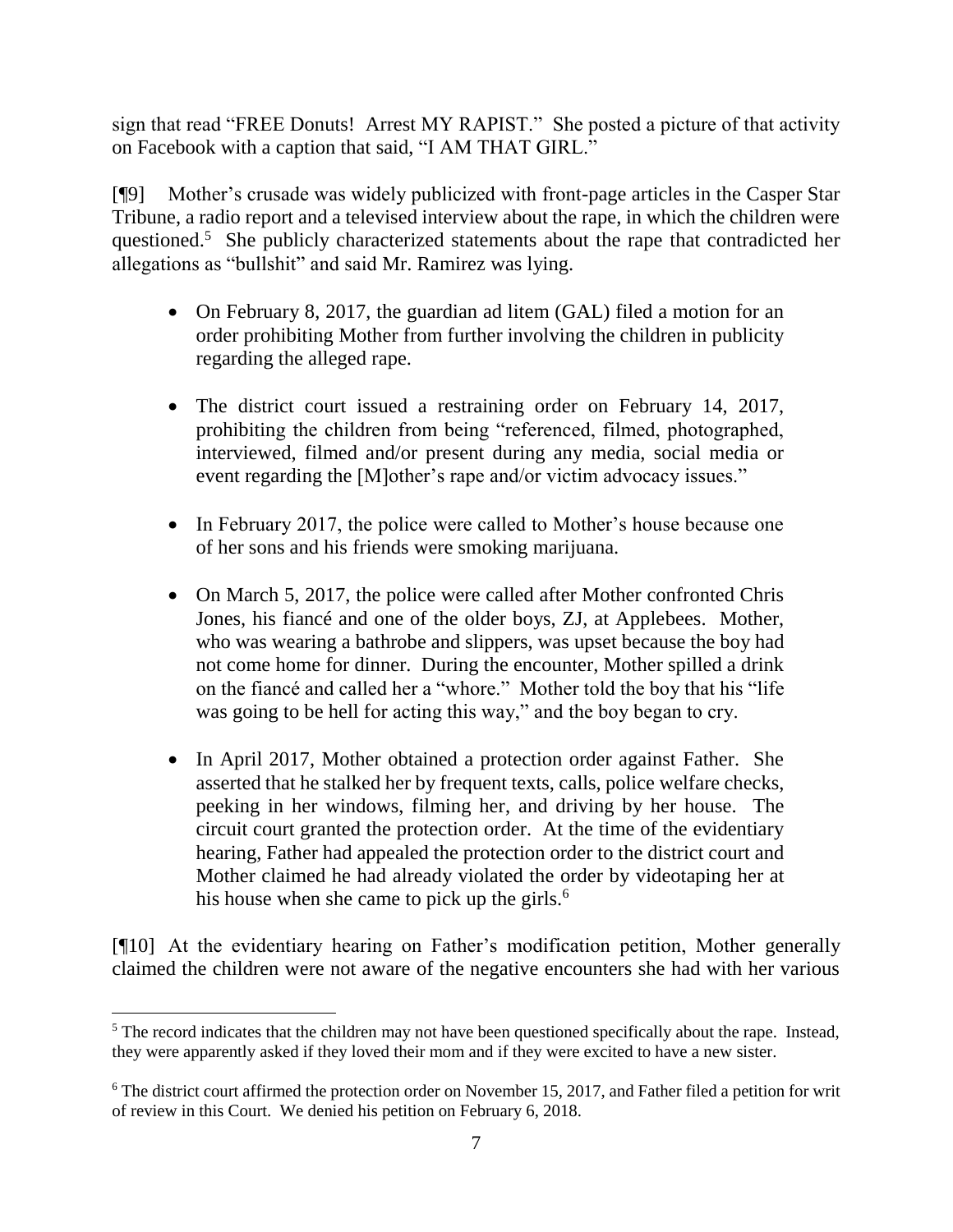sign that read "FREE Donuts! Arrest MY RAPIST." She posted a picture of that activity on Facebook with a caption that said, "I AM THAT GIRL."

[¶9] Mother's crusade was widely publicized with front-page articles in the Casper Star Tribune, a radio report and a televised interview about the rape, in which the children were questioned.[5] She publicly characterized statements about the rape that contradicted her allegations as "bullshit" and said Mr. Ramirez was lying.

- On February 8, 2017, the guardian ad litem (GAL) filed a motion for an order prohibiting Mother from further involving the children in publicity regarding the alleged rape.
- The district court issued a restraining order on February 14, 2017, prohibiting the children from being "referenced, filmed, photographed, interviewed, filmed and/or present during any media, social media or event regarding the [M]other's rape and/or victim advocacy issues."
- In February 2017, the police were called to Mother's house because one of her sons and his friends were smoking marijuana.
- On March 5, 2017, the police were called after Mother confronted Chris Jones, his fiancé and one of the older boys, ZJ, at Applebees. Mother, who was wearing a bathrobe and slippers, was upset because the boy had not come home for dinner. During the encounter, Mother spilled a drink on the fiancé and called her a "whore." Mother told the boy that his "life was going to be hell for acting this way," and the boy began to cry.
- In April 2017, Mother obtained a protection order against Father. She asserted that he stalked her by frequent texts, calls, police welfare checks, peeking in her windows, filming her, and driving by her house. The circuit court granted the protection order. At the time of the evidentiary hearing, Father had appealed the protection order to the district court and Mother claimed he had already violated the order by videotaping her at his house when she came to pick up the girls.[6]

[¶10] At the evidentiary hearing on Father's modification petition, Mother generally claimed the children were not aware of the negative encounters she had with her various

---

[5] The record indicates that the children may not have been questioned specifically about the rape. Instead, they were apparently asked if they loved their mom and if they were excited to have a new sister.

[6] The district court affirmed the protection order on November 15, 2017, and Father filed a petition for writ of review in this Court. We denied his petition on February 6, 2018.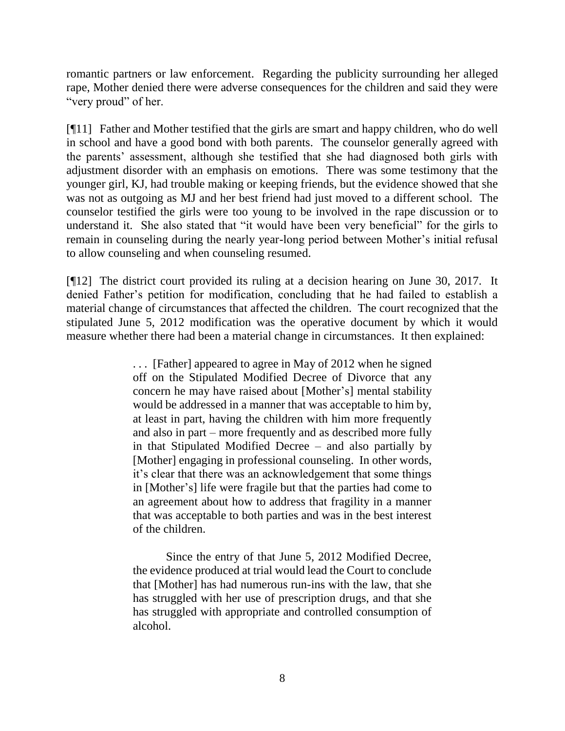romantic partners or law enforcement. Regarding the publicity surrounding her alleged rape, Mother denied there were adverse consequences for the children and said they were "very proud" of her.

[¶11] Father and Mother testified that the girls are smart and happy children, who do well in school and have a good bond with both parents. The counselor generally agreed with the parents' assessment, although she testified that she had diagnosed both girls with adjustment disorder with an emphasis on emotions. There was some testimony that the younger girl, KJ, had trouble making or keeping friends, but the evidence showed that she was not as outgoing as MJ and her best friend had just moved to a different school. The counselor testified the girls were too young to be involved in the rape discussion or to understand it. She also stated that "it would have been very beneficial" for the girls to remain in counseling during the nearly year-long period between Mother's initial refusal to allow counseling and when counseling resumed.

[¶12] The district court provided its ruling at a decision hearing on June 30, 2017. It denied Father's petition for modification, concluding that he had failed to establish a material change of circumstances that affected the children. The court recognized that the stipulated June 5, 2012 modification was the operative document by which it would measure whether there had been a material change in circumstances. It then explained:

> . . . [Father] appeared to agree in May of 2012 when he signed off on the Stipulated Modified Decree of Divorce that any concern he may have raised about [Mother's] mental stability would be addressed in a manner that was acceptable to him by, at least in part, having the children with him more frequently and also in part – more frequently and as described more fully in that Stipulated Modified Decree – and also partially by [Mother] engaging in professional counseling. In other words, it's clear that there was an acknowledgement that some things in [Mother's] life were fragile but that the parties had come to an agreement about how to address that fragility in a manner that was acceptable to both parties and was in the best interest of the children.
>
> Since the entry of that June 5, 2012 Modified Decree, the evidence produced at trial would lead the Court to conclude that [Mother] has had numerous run-ins with the law, that she has struggled with her use of prescription drugs, and that she has struggled with appropriate and controlled consumption of alcohol.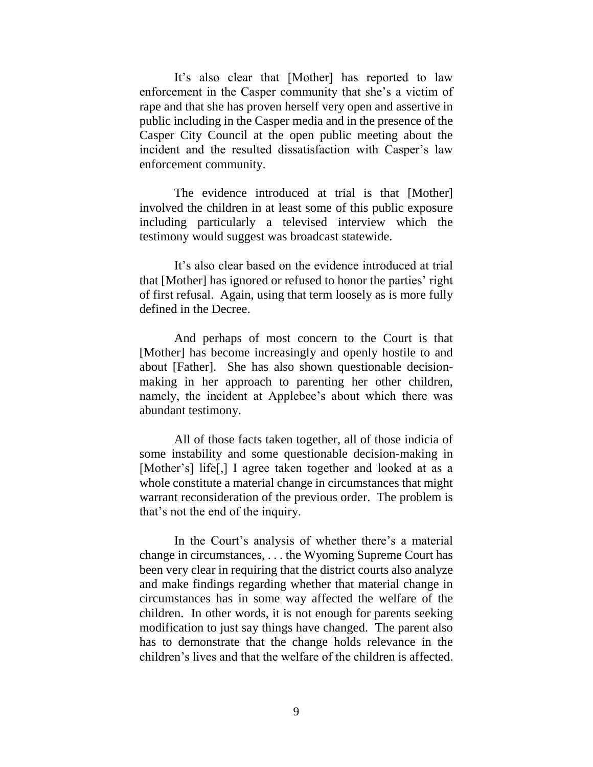It's also clear that [Mother] has reported to law enforcement in the Casper community that she's a victim of rape and that she has proven herself very open and assertive in public including in the Casper media and in the presence of the Casper City Council at the open public meeting about the incident and the resulted dissatisfaction with Casper's law enforcement community.

The evidence introduced at trial is that [Mother] involved the children in at least some of this public exposure including particularly a televised interview which the testimony would suggest was broadcast statewide.

It's also clear based on the evidence introduced at trial that [Mother] has ignored or refused to honor the parties' right of first refusal. Again, using that term loosely as is more fully defined in the Decree.

And perhaps of most concern to the Court is that [Mother] has become increasingly and openly hostile to and about [Father]. She has also shown questionable decision-making in her approach to parenting her other children, namely, the incident at Applebee's about which there was abundant testimony.

All of those facts taken together, all of those indicia of some instability and some questionable decision-making in [Mother's] life[,] I agree taken together and looked at as a whole constitute a material change in circumstances that might warrant reconsideration of the previous order. The problem is that's not the end of the inquiry.

In the Court's analysis of whether there's a material change in circumstances, . . . the Wyoming Supreme Court has been very clear in requiring that the district courts also analyze and make findings regarding whether that material change in circumstances has in some way affected the welfare of the children. In other words, it is not enough for parents seeking modification to just say things have changed. The parent also has to demonstrate that the change holds relevance in the children's lives and that the welfare of the children is affected.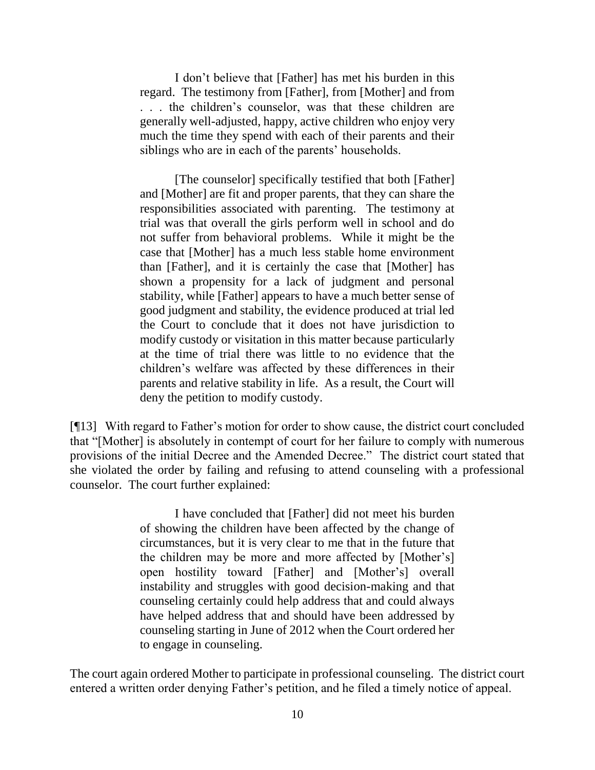> I don't believe that [Father] has met his burden in this regard. The testimony from [Father], from [Mother] and from . . . the children's counselor, was that these children are generally well-adjusted, happy, active children who enjoy very much the time they spend with each of their parents and their siblings who are in each of the parents' households.
>
> [The counselor] specifically testified that both [Father] and [Mother] are fit and proper parents, that they can share the responsibilities associated with parenting. The testimony at trial was that overall the girls perform well in school and do not suffer from behavioral problems. While it might be the case that [Mother] has a much less stable home environment than [Father], and it is certainly the case that [Mother] has shown a propensity for a lack of judgment and personal stability, while [Father] appears to have a much better sense of good judgment and stability, the evidence produced at trial led the Court to conclude that it does not have jurisdiction to modify custody or visitation in this matter because particularly at the time of trial there was little to no evidence that the children's welfare was affected by these differences in their parents and relative stability in life. As a result, the Court will deny the petition to modify custody.

[¶13] With regard to Father's motion for order to show cause, the district court concluded that "[Mother] is absolutely in contempt of court for her failure to comply with numerous provisions of the initial Decree and the Amended Decree." The district court stated that she violated the order by failing and refusing to attend counseling with a professional counselor. The court further explained:

> I have concluded that [Father] did not meet his burden of showing the children have been affected by the change of circumstances, but it is very clear to me that in the future that the children may be more and more affected by [Mother's] open hostility toward [Father] and [Mother's] overall instability and struggles with good decision-making and that counseling certainly could help address that and could always have helped address that and should have been addressed by counseling starting in June of 2012 when the Court ordered her to engage in counseling.

The court again ordered Mother to participate in professional counseling. The district court entered a written order denying Father's petition, and he filed a timely notice of appeal.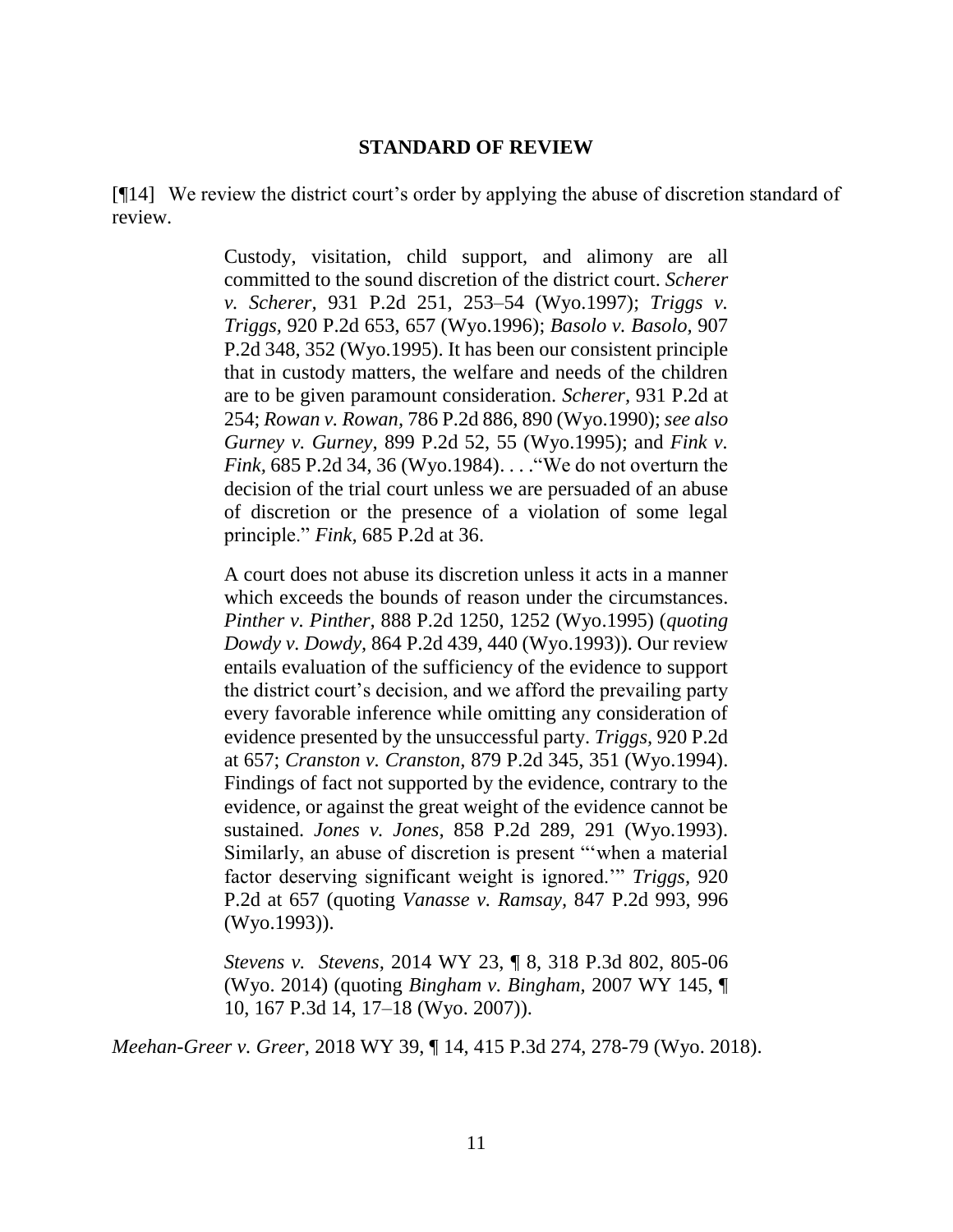## STANDARD OF REVIEW

[¶14] We review the district court's order by applying the abuse of discretion standard of review.

> Custody, visitation, child support, and alimony are all committed to the sound discretion of the district court. *Scherer v. Scherer*, 931 P.2d 251, 253–54 (Wyo.1997); *Triggs v. Triggs*, 920 P.2d 653, 657 (Wyo.1996); *Basolo v. Basolo*, 907 P.2d 348, 352 (Wyo.1995). It has been our consistent principle that in custody matters, the welfare and needs of the children are to be given paramount consideration. *Scherer*, 931 P.2d at 254; *Rowan v. Rowan*, 786 P.2d 886, 890 (Wyo.1990); *see also Gurney v. Gurney*, 899 P.2d 52, 55 (Wyo.1995); and *Fink v. Fink*, 685 P.2d 34, 36 (Wyo.1984). . . ."We do not overturn the decision of the trial court unless we are persuaded of an abuse of discretion or the presence of a violation of some legal principle." *Fink*, 685 P.2d at 36.
>
> A court does not abuse its discretion unless it acts in a manner which exceeds the bounds of reason under the circumstances. *Pinther v. Pinther*, 888 P.2d 1250, 1252 (Wyo.1995) (*quoting Dowdy v. Dowdy*, 864 P.2d 439, 440 (Wyo.1993)). Our review entails evaluation of the sufficiency of the evidence to support the district court's decision, and we afford the prevailing party every favorable inference while omitting any consideration of evidence presented by the unsuccessful party. *Triggs*, 920 P.2d at 657; *Cranston v. Cranston*, 879 P.2d 345, 351 (Wyo.1994). Findings of fact not supported by the evidence, contrary to the evidence, or against the great weight of the evidence cannot be sustained. *Jones v. Jones*, 858 P.2d 289, 291 (Wyo.1993). Similarly, an abuse of discretion is present "'when a material factor deserving significant weight is ignored.'" *Triggs*, 920 P.2d at 657 (quoting *Vanasse v. Ramsay*, 847 P.2d 993, 996 (Wyo.1993)).
>
> *Stevens v. Stevens*, 2014 WY 23, ¶ 8, 318 P.3d 802, 805-06 (Wyo. 2014) (quoting *Bingham v. Bingham*, 2007 WY 145, ¶ 10, 167 P.3d 14, 17–18 (Wyo. 2007)).

*Meehan-Greer v. Greer*, 2018 WY 39, ¶ 14, 415 P.3d 274, 278-79 (Wyo. 2018).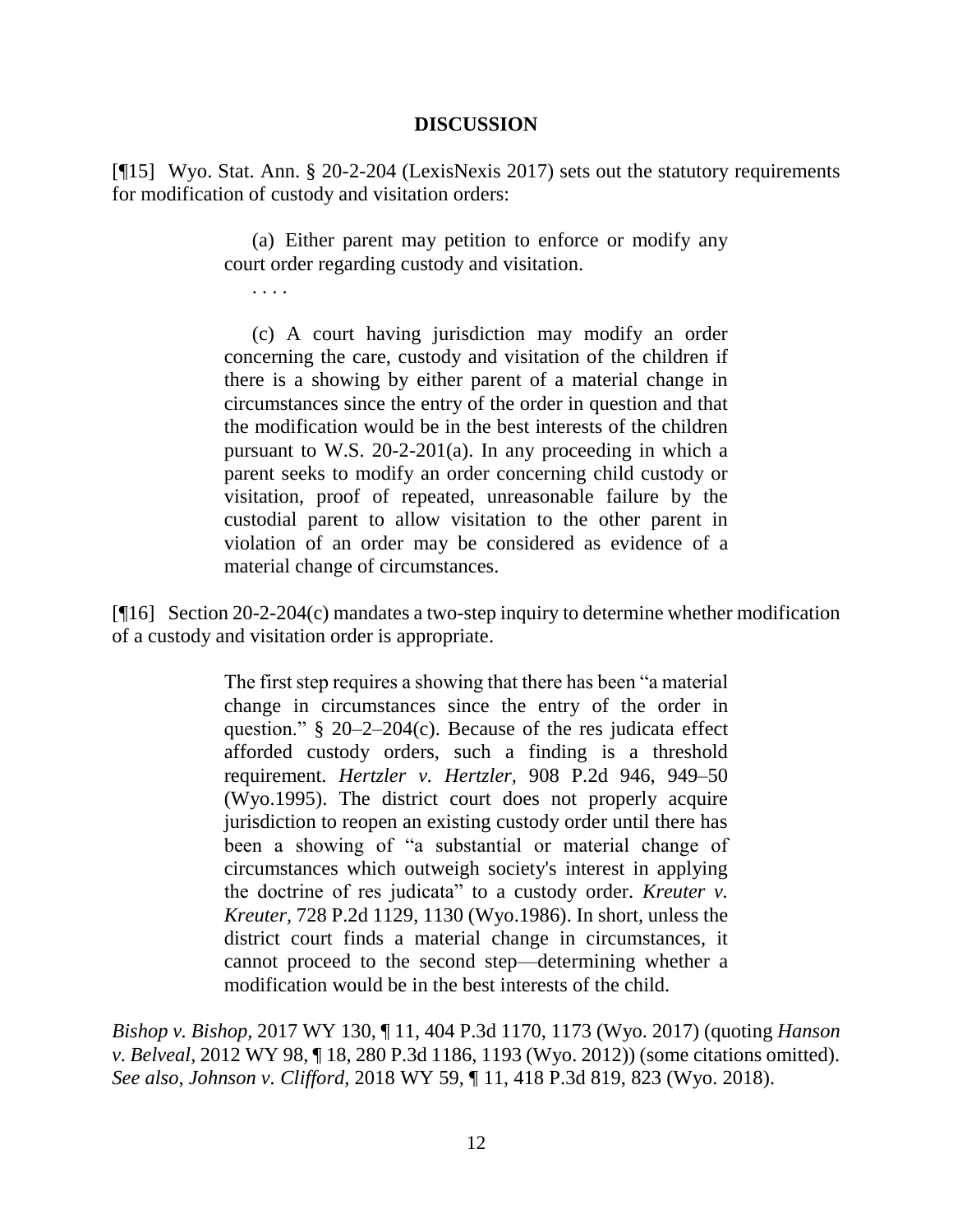## DISCUSSION

[¶15] Wyo. Stat. Ann. § 20-2-204 (LexisNexis 2017) sets out the statutory requirements for modification of custody and visitation orders:

> (a) Either parent may petition to enforce or modify any court order regarding custody and visitation.
>
> . . . .
>
> (c) A court having jurisdiction may modify an order concerning the care, custody and visitation of the children if there is a showing by either parent of a material change in circumstances since the entry of the order in question and that the modification would be in the best interests of the children pursuant to W.S. 20-2-201(a). In any proceeding in which a parent seeks to modify an order concerning child custody or visitation, proof of repeated, unreasonable failure by the custodial parent to allow visitation to the other parent in violation of an order may be considered as evidence of a material change of circumstances.

[¶16] Section 20-2-204(c) mandates a two-step inquiry to determine whether modification of a custody and visitation order is appropriate.

> The first step requires a showing that there has been "a material change in circumstances since the entry of the order in question." § 20–2–204(c). Because of the res judicata effect afforded custody orders, such a finding is a threshold requirement. *Hertzler v. Hertzler*, 908 P.2d 946, 949–50 (Wyo.1995). The district court does not properly acquire jurisdiction to reopen an existing custody order until there has been a showing of "a substantial or material change of circumstances which outweigh society's interest in applying the doctrine of res judicata" to a custody order. *Kreuter v. Kreuter*, 728 P.2d 1129, 1130 (Wyo.1986). In short, unless the district court finds a material change in circumstances, it cannot proceed to the second step—determining whether a modification would be in the best interests of the child.

*Bishop v. Bishop*, 2017 WY 130, ¶ 11, 404 P.3d 1170, 1173 (Wyo. 2017) (quoting *Hanson v. Belveal*, 2012 WY 98, ¶ 18, 280 P.3d 1186, 1193 (Wyo. 2012)) (some citations omitted). *See also*, *Johnson v. Clifford*, 2018 WY 59, ¶ 11, 418 P.3d 819, 823 (Wyo. 2018).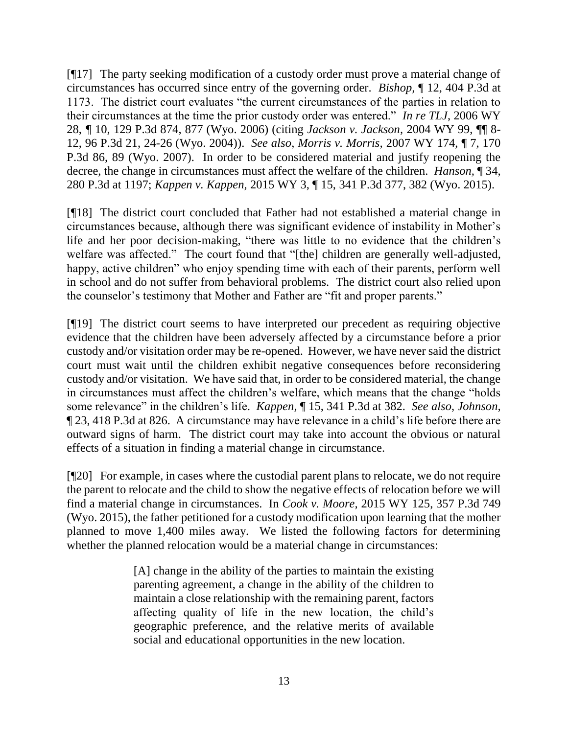[¶17] The party seeking modification of a custody order must prove a material change of circumstances has occurred since entry of the governing order. *Bishop,* ¶ 12, 404 P.3d at 1173. The district court evaluates "the current circumstances of the parties in relation to their circumstances at the time the prior custody order was entered." *In re TLJ,* 2006 WY 28, ¶ 10, 129 P.3d 874, 877 (Wyo. 2006) (citing *Jackson v. Jackson,* 2004 WY 99, ¶¶ 8-12, 96 P.3d 21, 24-26 (Wyo. 2004)). *See also, Morris v. Morris,* 2007 WY 174, ¶ 7, 170 P.3d 86, 89 (Wyo. 2007). In order to be considered material and justify reopening the decree, the change in circumstances must affect the welfare of the children. *Hanson,* ¶ 34, 280 P.3d at 1197; *Kappen v. Kappen,* 2015 WY 3, ¶ 15, 341 P.3d 377, 382 (Wyo. 2015).

[¶18] The district court concluded that Father had not established a material change in circumstances because, although there was significant evidence of instability in Mother's life and her poor decision-making, "there was little to no evidence that the children's welfare was affected." The court found that "[the] children are generally well-adjusted, happy, active children" who enjoy spending time with each of their parents, perform well in school and do not suffer from behavioral problems. The district court also relied upon the counselor's testimony that Mother and Father are "fit and proper parents."

[¶19] The district court seems to have interpreted our precedent as requiring objective evidence that the children have been adversely affected by a circumstance before a prior custody and/or visitation order may be re-opened. However, we have never said the district court must wait until the children exhibit negative consequences before reconsidering custody and/or visitation. We have said that, in order to be considered material, the change in circumstances must affect the children's welfare, which means that the change "holds some relevance" in the children's life. *Kappen,* ¶ 15, 341 P.3d at 382. *See also*, *Johnson,* ¶ 23, 418 P.3d at 826. A circumstance may have relevance in a child's life before there are outward signs of harm. The district court may take into account the obvious or natural effects of a situation in finding a material change in circumstance.

[¶20] For example, in cases where the custodial parent plans to relocate, we do not require the parent to relocate and the child to show the negative effects of relocation before we will find a material change in circumstances. In *Cook v. Moore,* 2015 WY 125, 357 P.3d 749 (Wyo. 2015), the father petitioned for a custody modification upon learning that the mother planned to move 1,400 miles away. We listed the following factors for determining whether the planned relocation would be a material change in circumstances:

> [A] change in the ability of the parties to maintain the existing parenting agreement, a change in the ability of the children to maintain a close relationship with the remaining parent, factors affecting quality of life in the new location, the child's geographic preference, and the relative merits of available social and educational opportunities in the new location.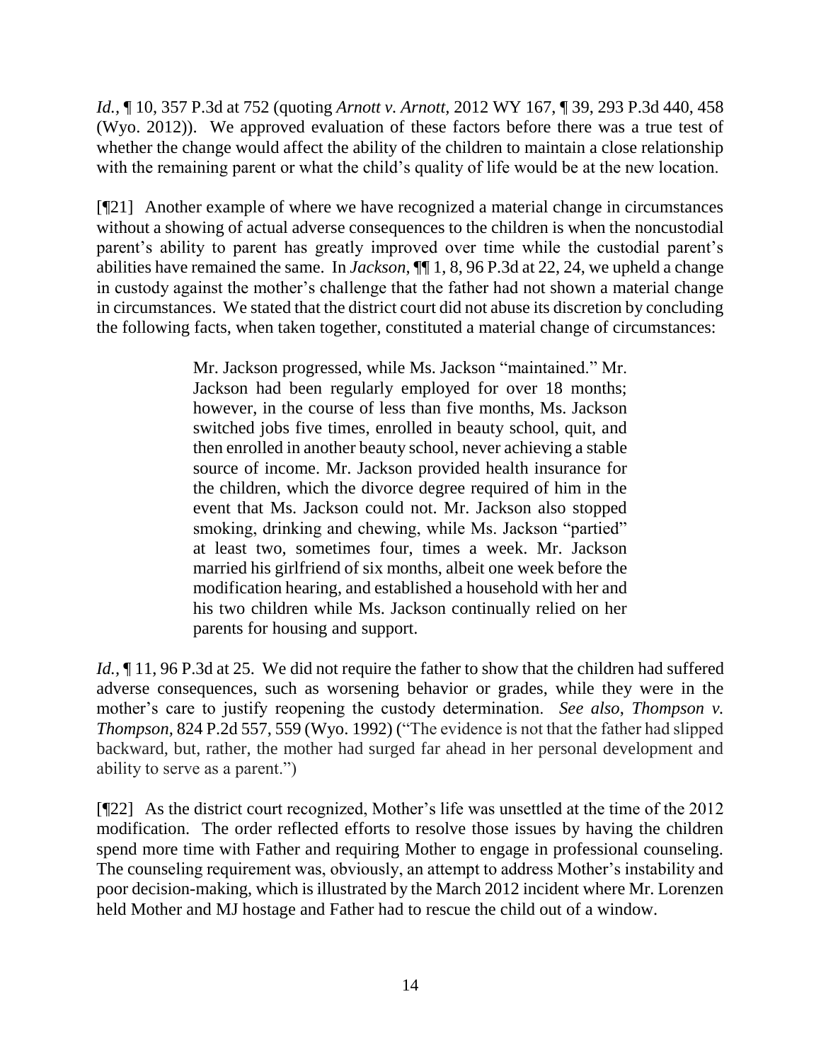*Id.*, ¶ 10, 357 P.3d at 752 (quoting *Arnott v. Arnott*, 2012 WY 167, ¶ 39, 293 P.3d 440, 458 (Wyo. 2012)). We approved evaluation of these factors before there was a true test of whether the change would affect the ability of the children to maintain a close relationship with the remaining parent or what the child's quality of life would be at the new location.

[¶21] Another example of where we have recognized a material change in circumstances without a showing of actual adverse consequences to the children is when the noncustodial parent's ability to parent has greatly improved over time while the custodial parent's abilities have remained the same. In *Jackson*, ¶¶ 1, 8, 96 P.3d at 22, 24, we upheld a change in custody against the mother's challenge that the father had not shown a material change in circumstances. We stated that the district court did not abuse its discretion by concluding the following facts, when taken together, constituted a material change of circumstances:

> Mr. Jackson progressed, while Ms. Jackson "maintained." Mr. Jackson had been regularly employed for over 18 months; however, in the course of less than five months, Ms. Jackson switched jobs five times, enrolled in beauty school, quit, and then enrolled in another beauty school, never achieving a stable source of income. Mr. Jackson provided health insurance for the children, which the divorce degree required of him in the event that Ms. Jackson could not. Mr. Jackson also stopped smoking, drinking and chewing, while Ms. Jackson "partied" at least two, sometimes four, times a week. Mr. Jackson married his girlfriend of six months, albeit one week before the modification hearing, and established a household with her and his two children while Ms. Jackson continually relied on her parents for housing and support.

*Id.*, ¶ 11, 96 P.3d at 25. We did not require the father to show that the children had suffered adverse consequences, such as worsening behavior or grades, while they were in the mother's care to justify reopening the custody determination. *See also*, *Thompson v. Thompson*, 824 P.2d 557, 559 (Wyo. 1992) ("The evidence is not that the father had slipped backward, but, rather, the mother had surged far ahead in her personal development and ability to serve as a parent.")

[¶22] As the district court recognized, Mother's life was unsettled at the time of the 2012 modification. The order reflected efforts to resolve those issues by having the children spend more time with Father and requiring Mother to engage in professional counseling. The counseling requirement was, obviously, an attempt to address Mother's instability and poor decision-making, which is illustrated by the March 2012 incident where Mr. Lorenzen held Mother and MJ hostage and Father had to rescue the child out of a window.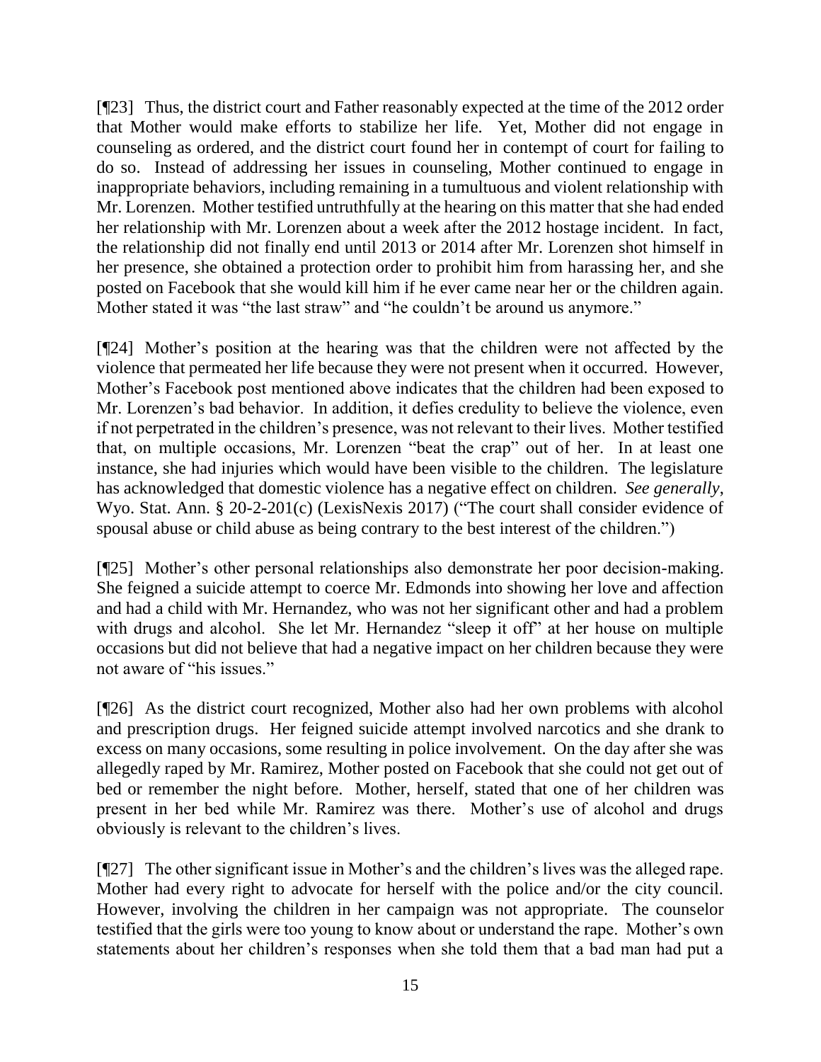[¶23] Thus, the district court and Father reasonably expected at the time of the 2012 order that Mother would make efforts to stabilize her life. Yet, Mother did not engage in counseling as ordered, and the district court found her in contempt of court for failing to do so. Instead of addressing her issues in counseling, Mother continued to engage in inappropriate behaviors, including remaining in a tumultuous and violent relationship with Mr. Lorenzen. Mother testified untruthfully at the hearing on this matter that she had ended her relationship with Mr. Lorenzen about a week after the 2012 hostage incident. In fact, the relationship did not finally end until 2013 or 2014 after Mr. Lorenzen shot himself in her presence, she obtained a protection order to prohibit him from harassing her, and she posted on Facebook that she would kill him if he ever came near her or the children again. Mother stated it was "the last straw" and "he couldn't be around us anymore."

[¶24] Mother's position at the hearing was that the children were not affected by the violence that permeated her life because they were not present when it occurred. However, Mother's Facebook post mentioned above indicates that the children had been exposed to Mr. Lorenzen's bad behavior. In addition, it defies credulity to believe the violence, even if not perpetrated in the children's presence, was not relevant to their lives. Mother testified that, on multiple occasions, Mr. Lorenzen "beat the crap" out of her. In at least one instance, she had injuries which would have been visible to the children. The legislature has acknowledged that domestic violence has a negative effect on children. *See generally*, Wyo. Stat. Ann. § 20-2-201(c) (LexisNexis 2017) ("The court shall consider evidence of spousal abuse or child abuse as being contrary to the best interest of the children.")

[¶25] Mother's other personal relationships also demonstrate her poor decision-making. She feigned a suicide attempt to coerce Mr. Edmonds into showing her love and affection and had a child with Mr. Hernandez, who was not her significant other and had a problem with drugs and alcohol. She let Mr. Hernandez "sleep it off" at her house on multiple occasions but did not believe that had a negative impact on her children because they were not aware of "his issues."

[¶26] As the district court recognized, Mother also had her own problems with alcohol and prescription drugs. Her feigned suicide attempt involved narcotics and she drank to excess on many occasions, some resulting in police involvement. On the day after she was allegedly raped by Mr. Ramirez, Mother posted on Facebook that she could not get out of bed or remember the night before. Mother, herself, stated that one of her children was present in her bed while Mr. Ramirez was there. Mother's use of alcohol and drugs obviously is relevant to the children's lives.

[¶27] The other significant issue in Mother's and the children's lives was the alleged rape. Mother had every right to advocate for herself with the police and/or the city council. However, involving the children in her campaign was not appropriate. The counselor testified that the girls were too young to know about or understand the rape. Mother's own statements about her children's responses when she told them that a bad man had put a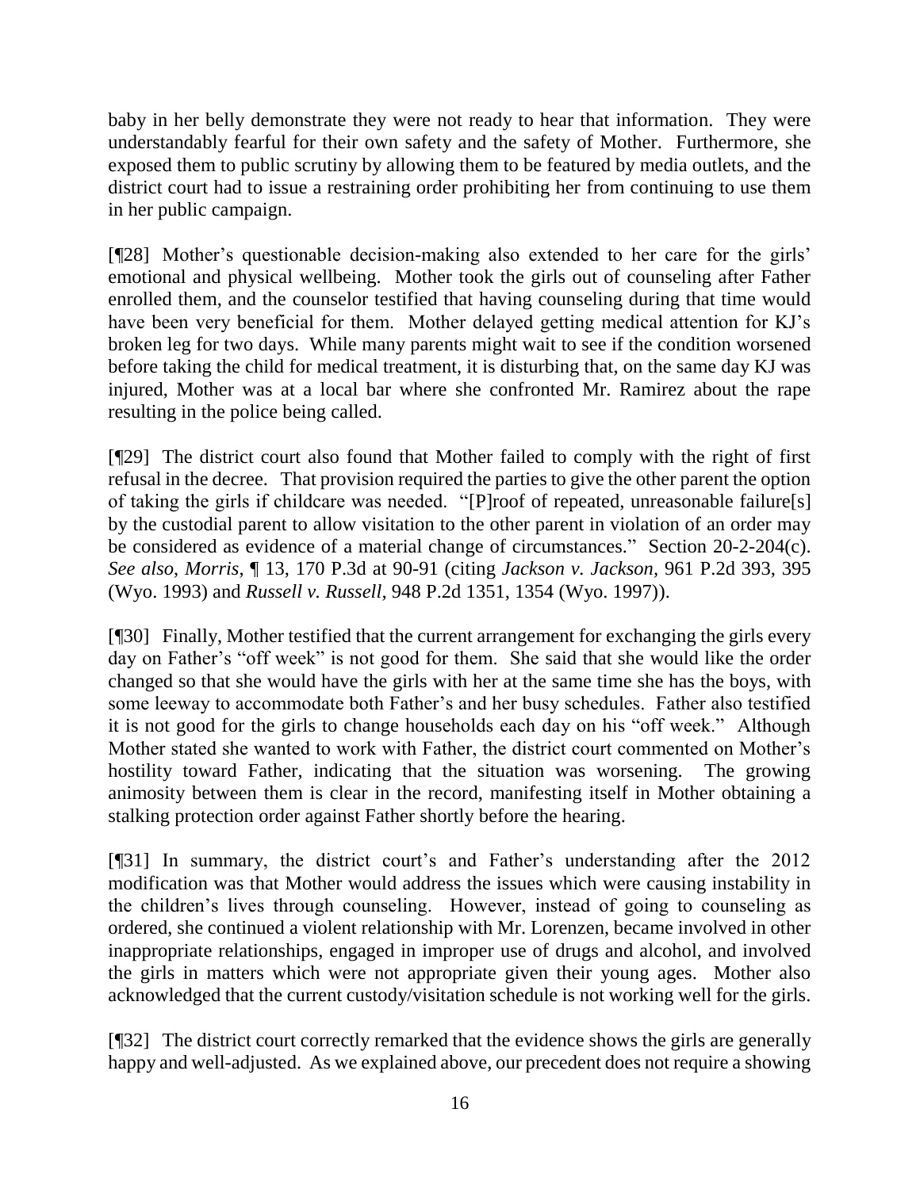baby in her belly demonstrate they were not ready to hear that information. They were understandably fearful for their own safety and the safety of Mother. Furthermore, she exposed them to public scrutiny by allowing them to be featured by media outlets, and the district court had to issue a restraining order prohibiting her from continuing to use them in her public campaign.

[¶28] Mother's questionable decision-making also extended to her care for the girls' emotional and physical wellbeing. Mother took the girls out of counseling after Father enrolled them, and the counselor testified that having counseling during that time would have been very beneficial for them. Mother delayed getting medical attention for KJ's broken leg for two days. While many parents might wait to see if the condition worsened before taking the child for medical treatment, it is disturbing that, on the same day KJ was injured, Mother was at a local bar where she confronted Mr. Ramirez about the rape resulting in the police being called.

[¶29] The district court also found that Mother failed to comply with the right of first refusal in the decree. That provision required the parties to give the other parent the option of taking the girls if childcare was needed. "[P]roof of repeated, unreasonable failure[s] by the custodial parent to allow visitation to the other parent in violation of an order may be considered as evidence of a material change of circumstances." Section 20-2-204(c). *See also*, *Morris*, ¶ 13, 170 P.3d at 90-91 (citing *Jackson v. Jackson*, 961 P.2d 393, 395 (Wyo. 1993) and *Russell v. Russell*, 948 P.2d 1351, 1354 (Wyo. 1997)).

[¶30] Finally, Mother testified that the current arrangement for exchanging the girls every day on Father's "off week" is not good for them. She said that she would like the order changed so that she would have the girls with her at the same time she has the boys, with some leeway to accommodate both Father's and her busy schedules. Father also testified it is not good for the girls to change households each day on his "off week." Although Mother stated she wanted to work with Father, the district court commented on Mother's hostility toward Father, indicating that the situation was worsening. The growing animosity between them is clear in the record, manifesting itself in Mother obtaining a stalking protection order against Father shortly before the hearing.

[¶31] In summary, the district court's and Father's understanding after the 2012 modification was that Mother would address the issues which were causing instability in the children's lives through counseling. However, instead of going to counseling as ordered, she continued a violent relationship with Mr. Lorenzen, became involved in other inappropriate relationships, engaged in improper use of drugs and alcohol, and involved the girls in matters which were not appropriate given their young ages. Mother also acknowledged that the current custody/visitation schedule is not working well for the girls.

[¶32] The district court correctly remarked that the evidence shows the girls are generally happy and well-adjusted. As we explained above, our precedent does not require a showing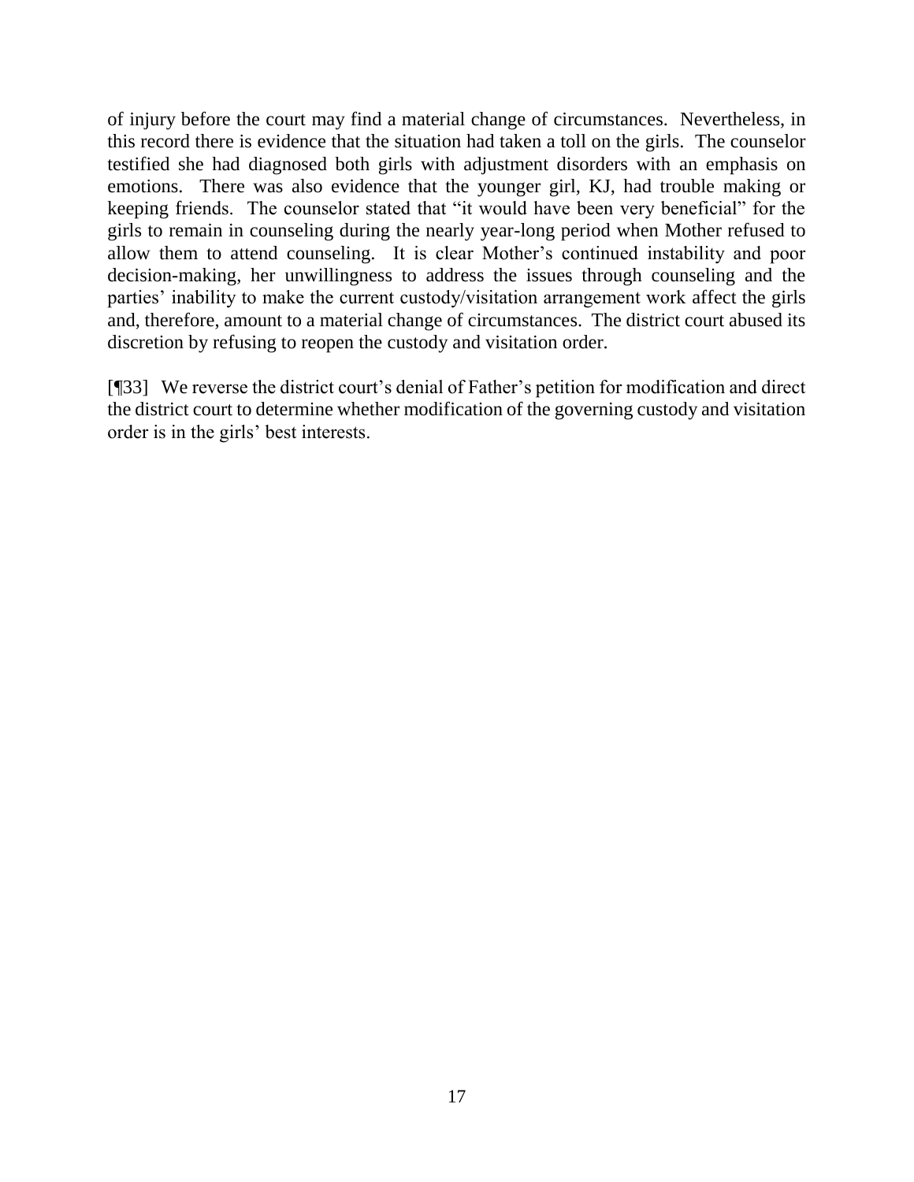of injury before the court may find a material change of circumstances. Nevertheless, in this record there is evidence that the situation had taken a toll on the girls. The counselor testified she had diagnosed both girls with adjustment disorders with an emphasis on emotions. There was also evidence that the younger girl, KJ, had trouble making or keeping friends. The counselor stated that "it would have been very beneficial" for the girls to remain in counseling during the nearly year-long period when Mother refused to allow them to attend counseling. It is clear Mother's continued instability and poor decision-making, her unwillingness to address the issues through counseling and the parties' inability to make the current custody/visitation arrangement work affect the girls and, therefore, amount to a material change of circumstances. The district court abused its discretion by refusing to reopen the custody and visitation order.

[¶33] We reverse the district court's denial of Father's petition for modification and direct the district court to determine whether modification of the governing custody and visitation order is in the girls' best interests.